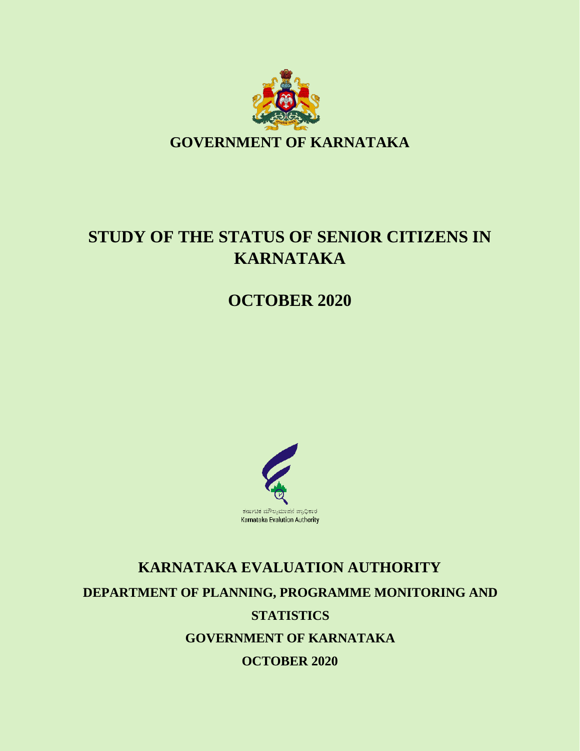**GOVERNMENT OF KARNATAKA**

# STUDY OF THE STATUS OF SENIOR CITIZENS IN KARNATAKA

## OCTOBER 2020

ಕರ್ನಾಟಕ ಮೌಲ್ಯಮಾಪನ ಪ್ರಾಧಿಕಾರ
Karnataka Evalution Authority

**KARNATAKA EVALUATION AUTHORITY**

**DEPARTMENT OF PLANNING, PROGRAMME MONITORING AND STATISTICS**

**GOVERNMENT OF KARNATAKA**

**OCTOBER 2020**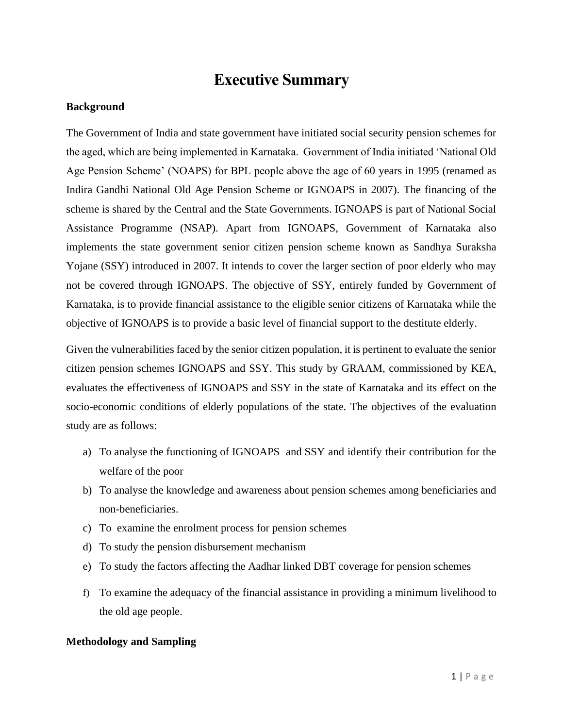# Executive Summary

### Background

The Government of India and state government have initiated social security pension schemes for the aged, which are being implemented in Karnataka. Government of India initiated 'National Old Age Pension Scheme' (NOAPS) for BPL people above the age of 60 years in 1995 (renamed as Indira Gandhi National Old Age Pension Scheme or IGNOAPS in 2007). The financing of the scheme is shared by the Central and the State Governments. IGNOAPS is part of National Social Assistance Programme (NSAP). Apart from IGNOAPS, Government of Karnataka also implements the state government senior citizen pension scheme known as Sandhya Suraksha Yojane (SSY) introduced in 2007. It intends to cover the larger section of poor elderly who may not be covered through IGNOAPS. The objective of SSY, entirely funded by Government of Karnataka, is to provide financial assistance to the eligible senior citizens of Karnataka while the objective of IGNOAPS is to provide a basic level of financial support to the destitute elderly.

Given the vulnerabilities faced by the senior citizen population, it is pertinent to evaluate the senior citizen pension schemes IGNOAPS and SSY. This study by GRAAM, commissioned by KEA, evaluates the effectiveness of IGNOAPS and SSY in the state of Karnataka and its effect on the socio-economic conditions of elderly populations of the state. The objectives of the evaluation study are as follows:

a) To analyse the functioning of IGNOAPS and SSY and identify their contribution for the welfare of the poor
b) To analyse the knowledge and awareness about pension schemes among beneficiaries and non-beneficiaries.
c) To examine the enrolment process for pension schemes
d) To study the pension disbursement mechanism
e) To study the factors affecting the Aadhar linked DBT coverage for pension schemes
f) To examine the adequacy of the financial assistance in providing a minimum livelihood to the old age people.

### Methodology and Sampling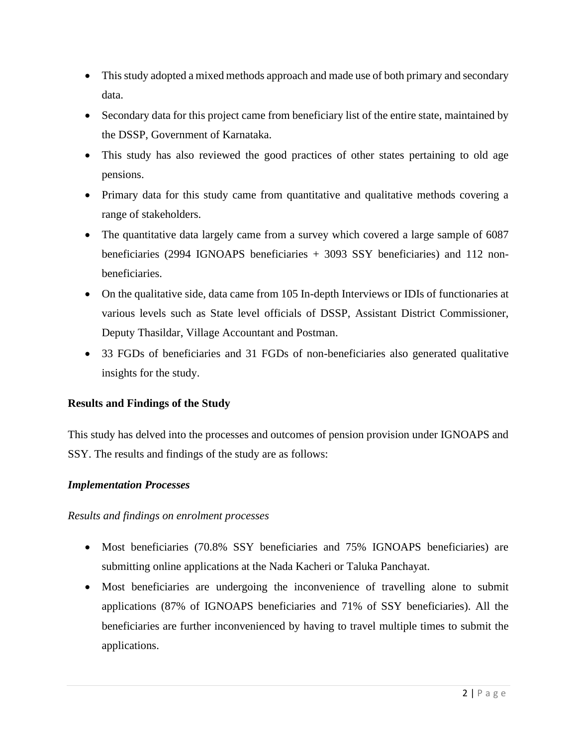- This study adopted a mixed methods approach and made use of both primary and secondary data.
- Secondary data for this project came from beneficiary list of the entire state, maintained by the DSSP, Government of Karnataka.
- This study has also reviewed the good practices of other states pertaining to old age pensions.
- Primary data for this study came from quantitative and qualitative methods covering a range of stakeholders.
- The quantitative data largely came from a survey which covered a large sample of 6087 beneficiaries (2994 IGNOAPS beneficiaries + 3093 SSY beneficiaries) and 112 non-beneficiaries.
- On the qualitative side, data came from 105 In-depth Interviews or IDIs of functionaries at various levels such as State level officials of DSSP, Assistant District Commissioner, Deputy Thasildar, Village Accountant and Postman.
- 33 FGDs of beneficiaries and 31 FGDs of non-beneficiaries also generated qualitative insights for the study.

**Results and Findings of the Study**

This study has delved into the processes and outcomes of pension provision under IGNOAPS and SSY. The results and findings of the study are as follows:

***Implementation Processes***

*Results and findings on enrolment processes*

- Most beneficiaries (70.8% SSY beneficiaries and 75% IGNOAPS beneficiaries) are submitting online applications at the Nada Kacheri or Taluka Panchayat.
- Most beneficiaries are undergoing the inconvenience of travelling alone to submit applications (87% of IGNOAPS beneficiaries and 71% of SSY beneficiaries). All the beneficiaries are further inconvenienced by having to travel multiple times to submit the applications.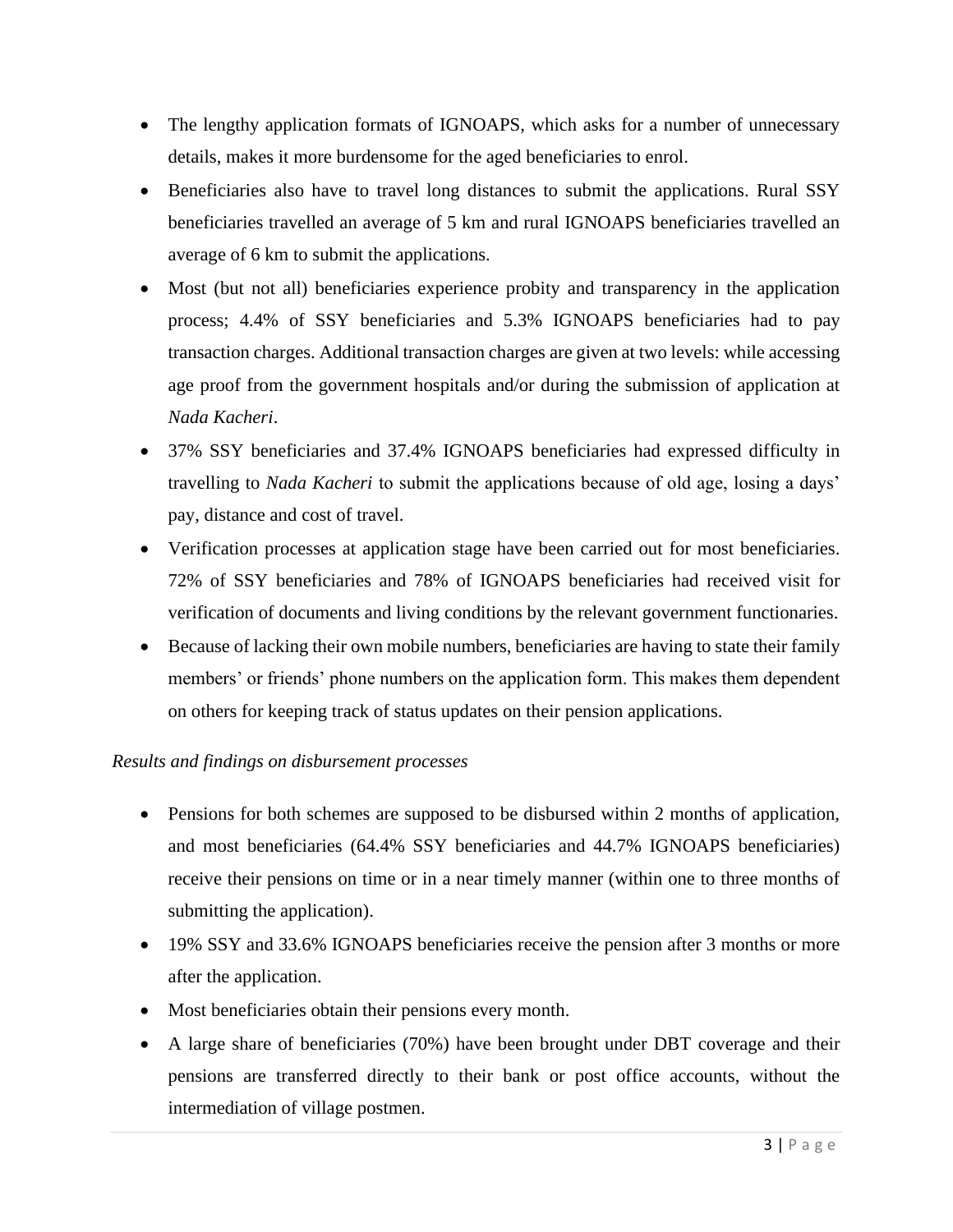- The lengthy application formats of IGNOAPS, which asks for a number of unnecessary details, makes it more burdensome for the aged beneficiaries to enrol.
- Beneficiaries also have to travel long distances to submit the applications. Rural SSY beneficiaries travelled an average of 5 km and rural IGNOAPS beneficiaries travelled an average of 6 km to submit the applications.
- Most (but not all) beneficiaries experience probity and transparency in the application process; 4.4% of SSY beneficiaries and 5.3% IGNOAPS beneficiaries had to pay transaction charges. Additional transaction charges are given at two levels: while accessing age proof from the government hospitals and/or during the submission of application at *Nada Kacheri*.
- 37% SSY beneficiaries and 37.4% IGNOAPS beneficiaries had expressed difficulty in travelling to *Nada Kacheri* to submit the applications because of old age, losing a days' pay, distance and cost of travel.
- Verification processes at application stage have been carried out for most beneficiaries. 72% of SSY beneficiaries and 78% of IGNOAPS beneficiaries had received visit for verification of documents and living conditions by the relevant government functionaries.
- Because of lacking their own mobile numbers, beneficiaries are having to state their family members' or friends' phone numbers on the application form. This makes them dependent on others for keeping track of status updates on their pension applications.

*Results and findings on disbursement processes*

- Pensions for both schemes are supposed to be disbursed within 2 months of application, and most beneficiaries (64.4% SSY beneficiaries and 44.7% IGNOAPS beneficiaries) receive their pensions on time or in a near timely manner (within one to three months of submitting the application).
- 19% SSY and 33.6% IGNOAPS beneficiaries receive the pension after 3 months or more after the application.
- Most beneficiaries obtain their pensions every month.
- A large share of beneficiaries (70%) have been brought under DBT coverage and their pensions are transferred directly to their bank or post office accounts, without the intermediation of village postmen.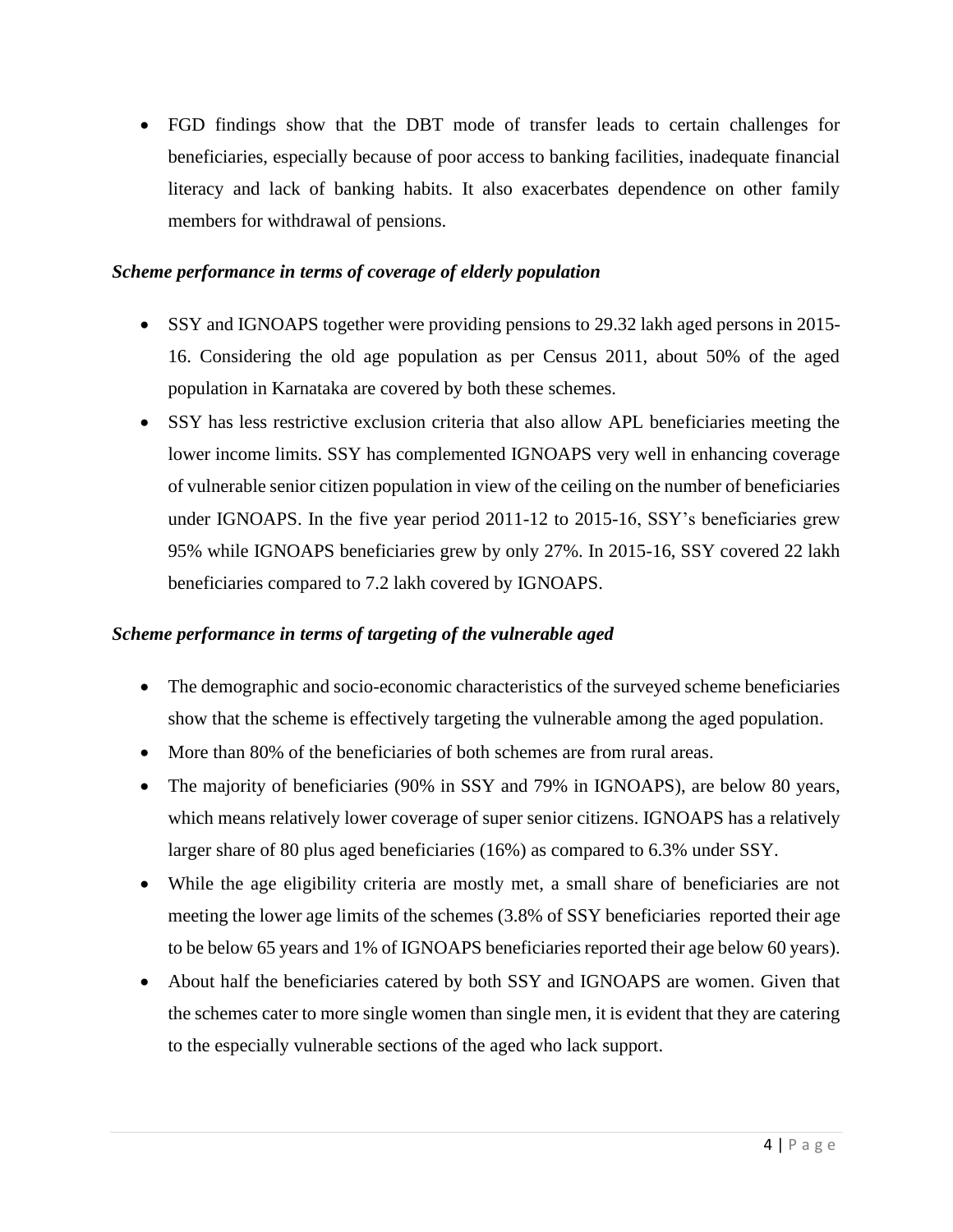- FGD findings show that the DBT mode of transfer leads to certain challenges for beneficiaries, especially because of poor access to banking facilities, inadequate financial literacy and lack of banking habits. It also exacerbates dependence on other family members for withdrawal of pensions.

***Scheme performance in terms of coverage of elderly population***

- SSY and IGNOAPS together were providing pensions to 29.32 lakh aged persons in 2015-16. Considering the old age population as per Census 2011, about 50% of the aged population in Karnataka are covered by both these schemes.
- SSY has less restrictive exclusion criteria that also allow APL beneficiaries meeting the lower income limits. SSY has complemented IGNOAPS very well in enhancing coverage of vulnerable senior citizen population in view of the ceiling on the number of beneficiaries under IGNOAPS. In the five year period 2011-12 to 2015-16, SSY's beneficiaries grew 95% while IGNOAPS beneficiaries grew by only 27%. In 2015-16, SSY covered 22 lakh beneficiaries compared to 7.2 lakh covered by IGNOAPS.

***Scheme performance in terms of targeting of the vulnerable aged***

- The demographic and socio-economic characteristics of the surveyed scheme beneficiaries show that the scheme is effectively targeting the vulnerable among the aged population.
- More than 80% of the beneficiaries of both schemes are from rural areas.
- The majority of beneficiaries (90% in SSY and 79% in IGNOAPS), are below 80 years, which means relatively lower coverage of super senior citizens. IGNOAPS has a relatively larger share of 80 plus aged beneficiaries (16%) as compared to 6.3% under SSY.
- While the age eligibility criteria are mostly met, a small share of beneficiaries are not meeting the lower age limits of the schemes (3.8% of SSY beneficiaries reported their age to be below 65 years and 1% of IGNOAPS beneficiaries reported their age below 60 years).
- About half the beneficiaries catered by both SSY and IGNOAPS are women. Given that the schemes cater to more single women than single men, it is evident that they are catering to the especially vulnerable sections of the aged who lack support.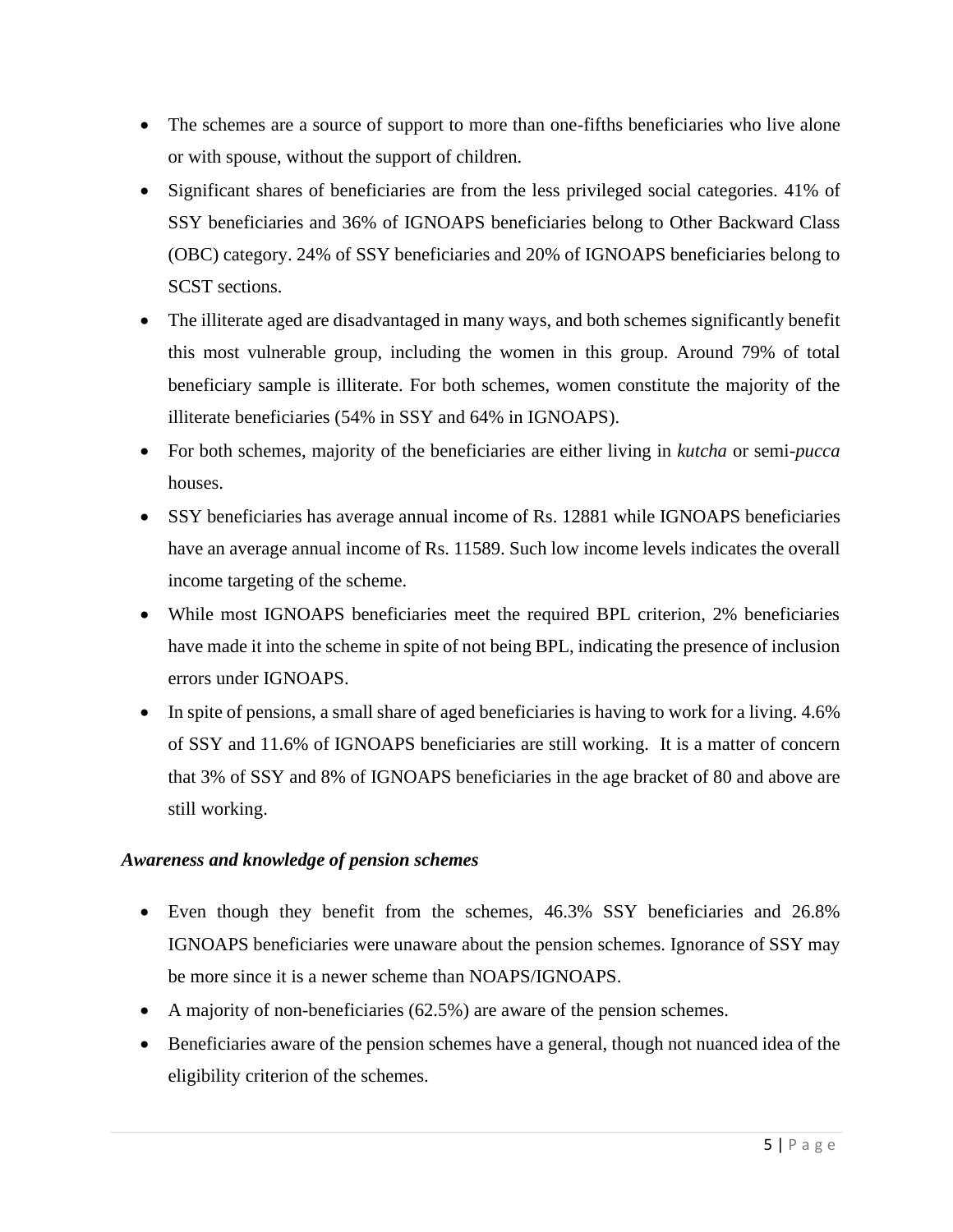- The schemes are a source of support to more than one-fifths beneficiaries who live alone or with spouse, without the support of children.
- Significant shares of beneficiaries are from the less privileged social categories. 41% of SSY beneficiaries and 36% of IGNOAPS beneficiaries belong to Other Backward Class (OBC) category. 24% of SSY beneficiaries and 20% of IGNOAPS beneficiaries belong to SCST sections.
- The illiterate aged are disadvantaged in many ways, and both schemes significantly benefit this most vulnerable group, including the women in this group. Around 79% of total beneficiary sample is illiterate. For both schemes, women constitute the majority of the illiterate beneficiaries (54% in SSY and 64% in IGNOAPS).
- For both schemes, majority of the beneficiaries are either living in *kutcha* or semi-*pucca* houses.
- SSY beneficiaries has average annual income of Rs. 12881 while IGNOAPS beneficiaries have an average annual income of Rs. 11589. Such low income levels indicates the overall income targeting of the scheme.
- While most IGNOAPS beneficiaries meet the required BPL criterion, 2% beneficiaries have made it into the scheme in spite of not being BPL, indicating the presence of inclusion errors under IGNOAPS.
- In spite of pensions, a small share of aged beneficiaries is having to work for a living. 4.6% of SSY and 11.6% of IGNOAPS beneficiaries are still working. It is a matter of concern that 3% of SSY and 8% of IGNOAPS beneficiaries in the age bracket of 80 and above are still working.

***Awareness and knowledge of pension schemes***

- Even though they benefit from the schemes, 46.3% SSY beneficiaries and 26.8% IGNOAPS beneficiaries were unaware about the pension schemes. Ignorance of SSY may be more since it is a newer scheme than NOAPS/IGNOAPS.
- A majority of non-beneficiaries (62.5%) are aware of the pension schemes.
- Beneficiaries aware of the pension schemes have a general, though not nuanced idea of the eligibility criterion of the schemes.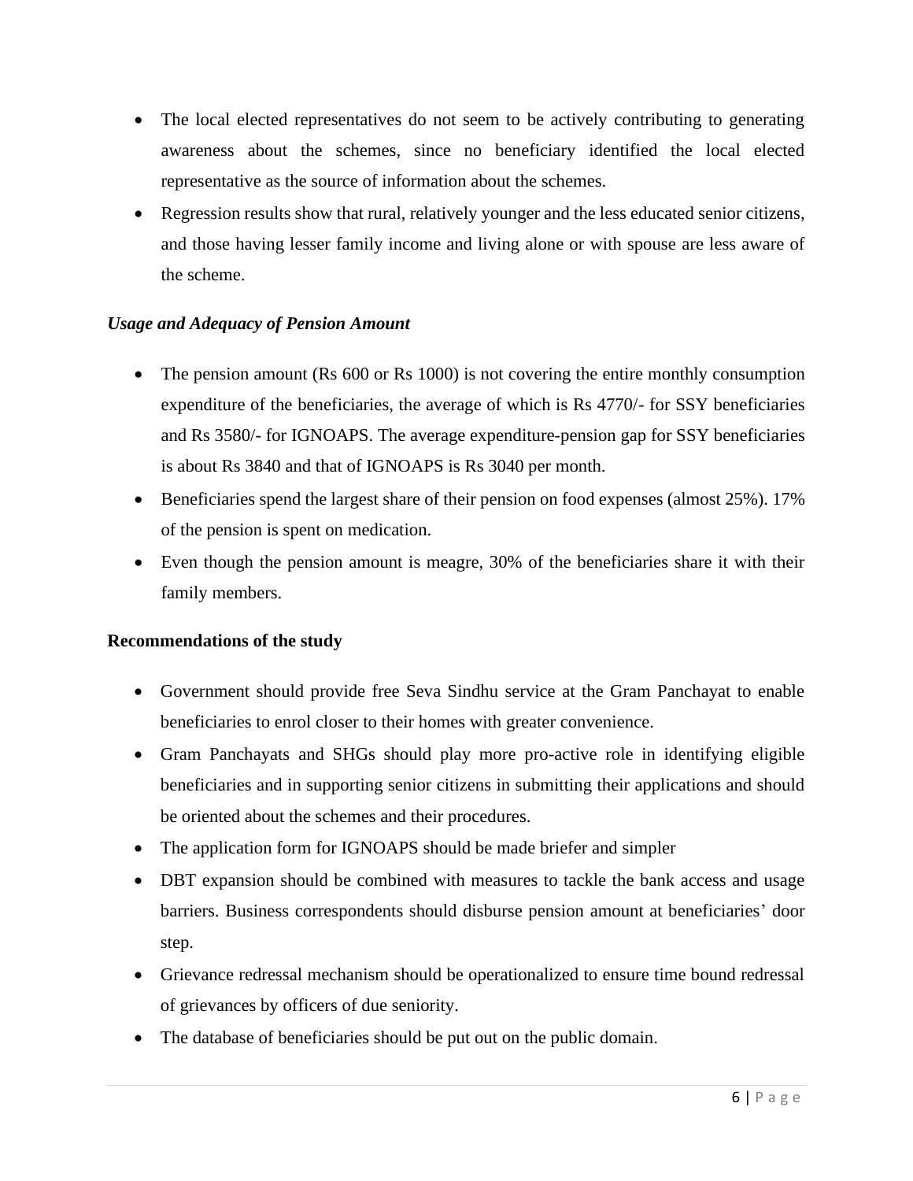- The local elected representatives do not seem to be actively contributing to generating awareness about the schemes, since no beneficiary identified the local elected representative as the source of information about the schemes.
- Regression results show that rural, relatively younger and the less educated senior citizens, and those having lesser family income and living alone or with spouse are less aware of the scheme.

***Usage and Adequacy of Pension Amount***

- The pension amount (Rs 600 or Rs 1000) is not covering the entire monthly consumption expenditure of the beneficiaries, the average of which is Rs 4770/- for SSY beneficiaries and Rs 3580/- for IGNOAPS. The average expenditure-pension gap for SSY beneficiaries is about Rs 3840 and that of IGNOAPS is Rs 3040 per month.
- Beneficiaries spend the largest share of their pension on food expenses (almost 25%). 17% of the pension is spent on medication.
- Even though the pension amount is meagre, 30% of the beneficiaries share it with their family members.

**Recommendations of the study**

- Government should provide free Seva Sindhu service at the Gram Panchayat to enable beneficiaries to enrol closer to their homes with greater convenience.
- Gram Panchayats and SHGs should play more pro-active role in identifying eligible beneficiaries and in supporting senior citizens in submitting their applications and should be oriented about the schemes and their procedures.
- The application form for IGNOAPS should be made briefer and simpler
- DBT expansion should be combined with measures to tackle the bank access and usage barriers. Business correspondents should disburse pension amount at beneficiaries' door step.
- Grievance redressal mechanism should be operationalized to ensure time bound redressal of grievances by officers of due seniority.
- The database of beneficiaries should be put out on the public domain.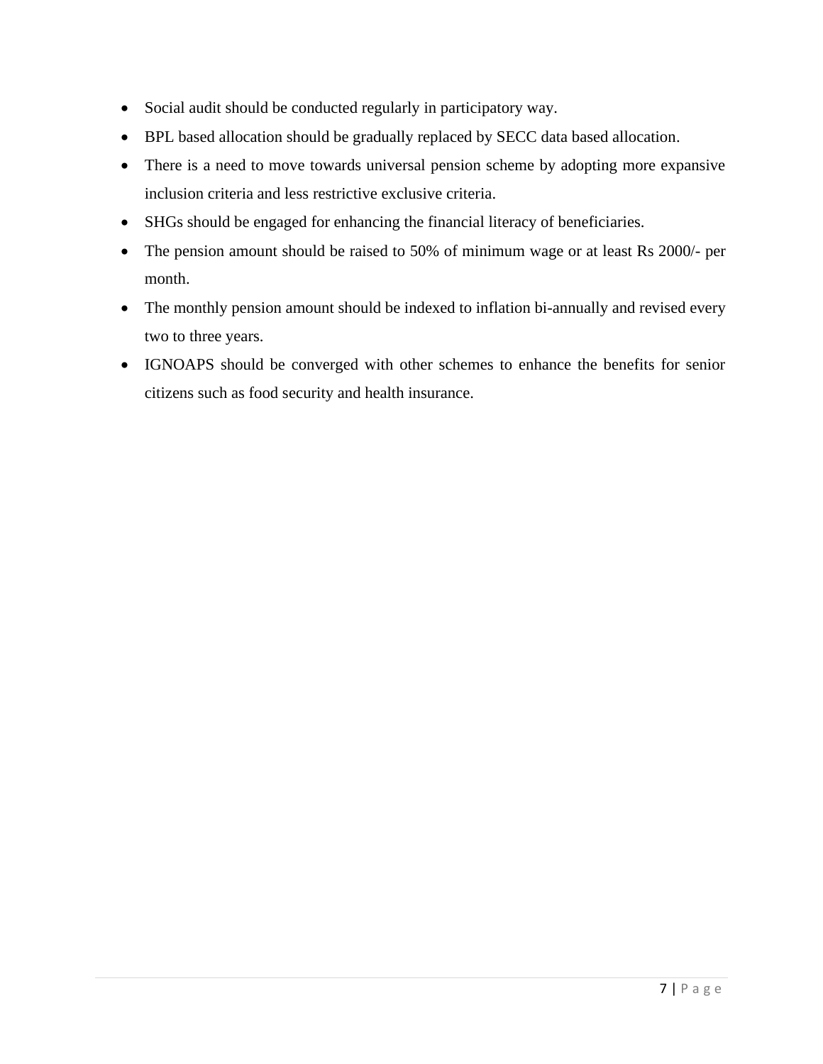- Social audit should be conducted regularly in participatory way.
- BPL based allocation should be gradually replaced by SECC data based allocation.
- There is a need to move towards universal pension scheme by adopting more expansive inclusion criteria and less restrictive exclusive criteria.
- SHGs should be engaged for enhancing the financial literacy of beneficiaries.
- The pension amount should be raised to 50% of minimum wage or at least Rs 2000/- per month.
- The monthly pension amount should be indexed to inflation bi-annually and revised every two to three years.
- IGNOAPS should be converged with other schemes to enhance the benefits for senior citizens such as food security and health insurance.